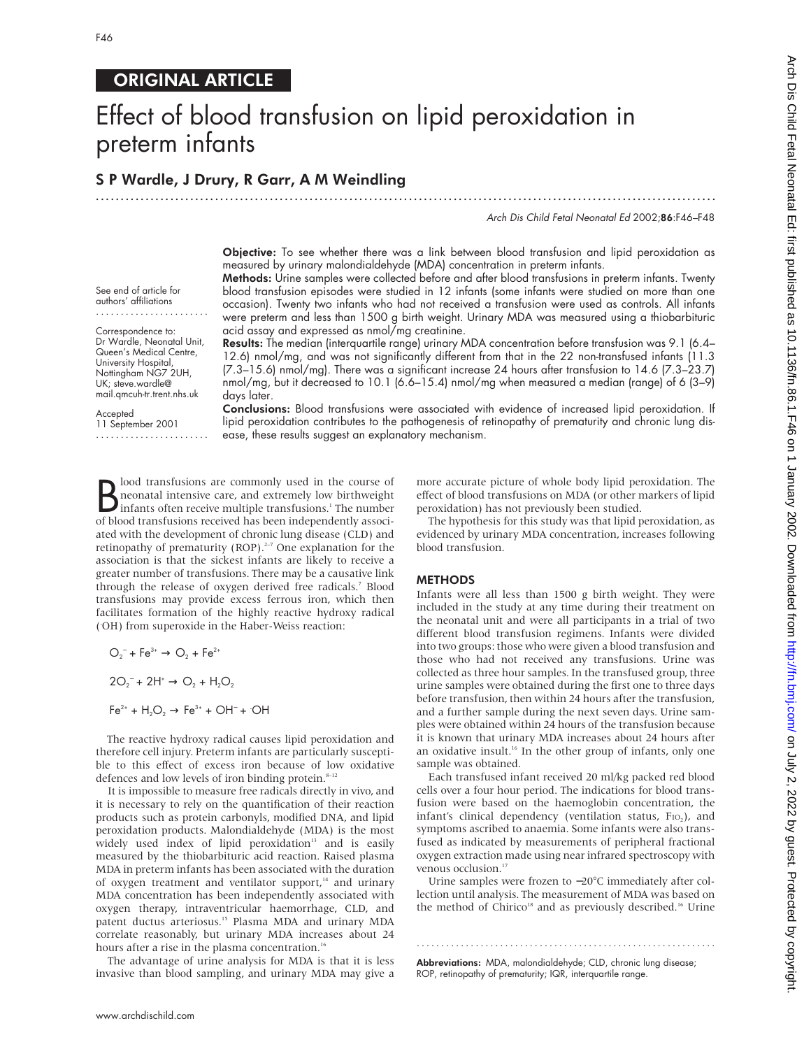ORIGINAL ARTICLE

# Effect of blood transfusion on lipid peroxidation in preterm infants

**S P Wardle, J Drury, R Garr, A M Weindling**

See end of article for authors' affiliations

Correspondence to: Dr Wardle, Neonatal Unit, Queen's Medical Centre, University Hospital, Nottingham NG7 2UH, UK; steve.wardle@mail.qmcuh-tr.trent.nhs.uk

Accepted 11 September 2001

**Objective:** To see whether there was a link between blood transfusion and lipid peroxidation as measured by urinary malondialdehyde (MDA) concentration in preterm infants.

**Methods:** Urine samples were collected before and after blood transfusions in preterm infants. Twenty blood transfusion episodes were studied in 12 infants (some infants were studied on more than one occasion). Twenty two infants who had not received a transfusion were used as controls. All infants were preterm and less than 1500 g birth weight. Urinary MDA was measured using a thiobarbituric acid assay and expressed as nmol/mg creatinine.

**Results:** The median (interquartile range) urinary MDA concentration before transfusion was 9.1 (6.4–12.6) nmol/mg, and was not significantly different from that in the 22 non-transfused infants (11.3 (7.3–15.6) nmol/mg). There was a significant increase 24 hours after transfusion to 14.6 (7.3–23.7) nmol/mg, but it decreased to 10.1 (6.6–15.4) nmol/mg when measured a median (range) of 6 (3–9) days later.

**Conclusions:** Blood transfusions were associated with evidence of increased lipid peroxidation. If lipid peroxidation contributes to the pathogenesis of retinopathy of prematurity and chronic lung disease, these results suggest an explanatory mechanism.

Blood transfusions are commonly used in the course of neonatal intensive care, and extremely low birthweight infants often receive multiple transfusions.[1] The number of blood transfusions received has been independently associated with the development of chronic lung disease (CLD) and retinopathy of prematurity (ROP).[2–7] One explanation for the association is that the sickest infants are likely to receive a greater number of transfusions. There may be a causative link through the release of oxygen derived free radicals.[7] Blood transfusions may provide excess ferrous iron, which then facilitates formation of the highly reactive hydroxy radical ($^{\cdot}OH$) from superoxide in the Haber-Weiss reaction:

$$O_2^- + Fe^{3+} \rightarrow O_2 + Fe^{2+}$$

$$2O_2^- + 2H^+ \rightarrow O_2 + H_2O_2$$

$$Fe^{2+} + H_2O_2 \rightarrow Fe^{3+} + OH^- + {}^{\cdot}OH$$

The reactive hydroxy radical causes lipid peroxidation and therefore cell injury. Preterm infants are particularly susceptible to this effect of excess iron because of low oxidative defences and low levels of iron binding protein.[8–12]

It is impossible to measure free radicals directly in vivo, and it is necessary to rely on the quantification of their reaction products such as protein carbonyls, modified DNA, and lipid peroxidation products. Malondialdehyde (MDA) is the most widely used index of lipid peroxidation[13] and is easily measured by the thiobarbituric acid reaction. Raised plasma MDA in preterm infants has been associated with the duration of oxygen treatment and ventilator support,[14] and urinary MDA concentration has been independently associated with oxygen therapy, intraventricular haemorrhage, CLD, and patent ductus arteriosus.[15] Plasma MDA and urinary MDA correlate reasonably, but urinary MDA increases about 24 hours after a rise in the plasma concentration.[16]

The advantage of urine analysis for MDA is that it is less invasive than blood sampling, and urinary MDA may give a more accurate picture of whole body lipid peroxidation. The effect of blood transfusions on MDA (or other markers of lipid peroxidation) has not previously been studied.

The hypothesis for this study was that lipid peroxidation, as evidenced by urinary MDA concentration, increases following blood transfusion.

## METHODS

Infants were all less than 1500 g birth weight. They were included in the study at any time during their treatment on the neonatal unit and were all participants in a trial of two different blood transfusion regimens. Infants were divided into two groups: those who were given a blood transfusion and those who had not received any transfusions. Urine was collected as three hour samples. In the transfused group, three urine samples were obtained during the first one to three days before transfusion, then within 24 hours after the transfusion, and a further sample during the next seven days. Urine samples were obtained within 24 hours of the transfusion because it is known that urinary MDA increases about 24 hours after an oxidative insult.[16] In the other group of infants, only one sample was obtained.

Each transfused infant received 20 ml/kg packed red blood cells over a four hour period. The indications for blood transfusion were based on the haemoglobin concentration, the infant's clinical dependency (ventilation status, $FIO_2$), and symptoms ascribed to anaemia. Some infants were also transfused as indicated by measurements of peripheral fractional oxygen extraction made using near infrared spectroscopy with venous occlusion.[17]

Urine samples were frozen to −20°C immediately after collection until analysis. The measurement of MDA was based on the method of Chirico[18] and as previously described.[16] Urine

**Abbreviations:** MDA, malondialdehyde; CLD, chronic lung disease; ROP, retinopathy of prematurity; IQR, interquartile range.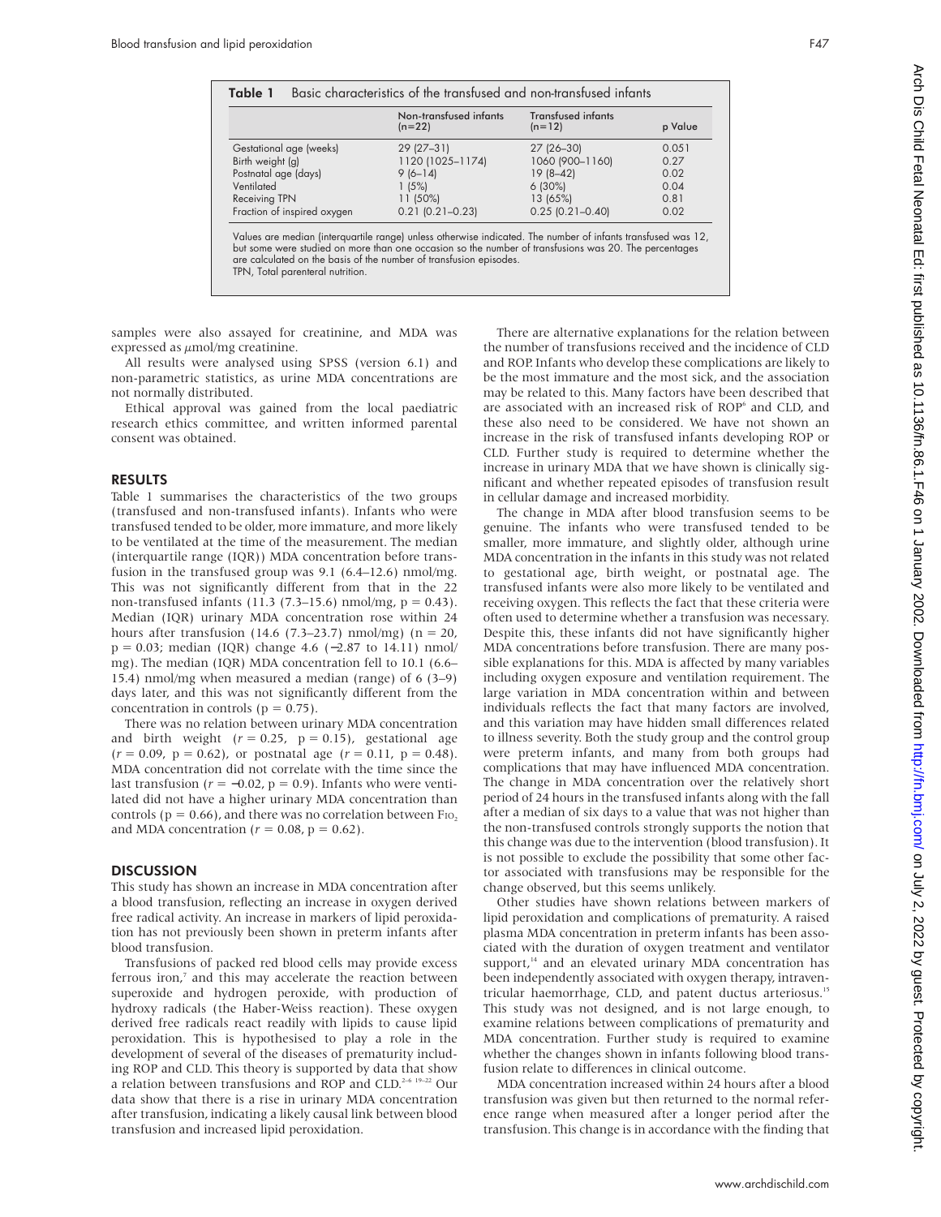**Table 1** Basic characteristics of the transfused and non-transfused infants

| | Non-transfused infants (n=22) | Transfused infants (n=12) | p Value |
|---|---|---|---|
| Gestational age (weeks) | 29 (27–31) | 27 (26–30) | 0.051 |
| Birth weight (g) | 1120 (1025–1174) | 1060 (900–1160) | 0.27 |
| Postnatal age (days) | 9 (6–14) | 19 (8–42) | 0.02 |
| Ventilated | 1 (5%) | 6 (30%) | 0.04 |
| Receiving TPN | 11 (50%) | 13 (65%) | 0.81 |
| Fraction of inspired oxygen | 0.21 (0.21–0.23) | 0.25 (0.21–0.40) | 0.02 |

Values are median (interquartile range) unless otherwise indicated. The number of infants transfused was 12, but some were studied on more than one occasion so the number of transfusions was 20. The percentages are calculated on the basis of the number of transfusion episodes.
TPN, Total parenteral nutrition.

samples were also assayed for creatinine, and MDA was expressed as $\mu$mol/mg creatinine.

All results were analysed using SPSS (version 6.1) and non-parametric statistics, as urine MDA concentrations are not normally distributed.

Ethical approval was gained from the local paediatric research ethics committee, and written informed parental consent was obtained.

## RESULTS

Table 1 summarises the characteristics of the two groups (transfused and non-transfused infants). Infants who were transfused tended to be older, more immature, and more likely to be ventilated at the time of the measurement. The median (interquartile range (IQR)) MDA concentration before transfusion in the transfused group was 9.1 (6.4–12.6) nmol/mg. This was not significantly different from that in the 22 non-transfused infants (11.3 (7.3–15.6) nmol/mg, p = 0.43). Median (IQR) urinary MDA concentration rose within 24 hours after transfusion (14.6 (7.3–23.7) nmol/mg) (n = 20, p = 0.03; median (IQR) change 4.6 (−2.87 to 14.11) nmol/mg). The median (IQR) MDA concentration fell to 10.1 (6.6–15.4) nmol/mg when measured a median (range) of 6 (3–9) days later, and this was not significantly different from the concentration in controls (p = 0.75).

There was no relation between urinary MDA concentration and birth weight ($r$ = 0.25, p = 0.15), gestational age ($r$ = 0.09, p = 0.62), or postnatal age ($r$ = 0.11, p = 0.48). MDA concentration did not correlate with the time since the last transfusion ($r$ = −0.02, p = 0.9). Infants who were ventilated did not have a higher urinary MDA concentration than controls (p = 0.66), and there was no correlation between $F_{IO_2}$ and MDA concentration ($r$ = 0.08, p = 0.62).

## DISCUSSION

This study has shown an increase in MDA concentration after a blood transfusion, reflecting an increase in oxygen derived free radical activity. An increase in markers of lipid peroxidation has not previously been shown in preterm infants after blood transfusion.

Transfusions of packed red blood cells may provide excess ferrous iron,[7] and this may accelerate the reaction between superoxide and hydrogen peroxide, with production of hydroxy radicals (the Haber-Weiss reaction). These oxygen derived free radicals react readily with lipids to cause lipid peroxidation. This is hypothesised to play a role in the development of several of the diseases of prematurity including ROP and CLD. This theory is supported by data that show a relation between transfusions and ROP and CLD.[2–6 19–22] Our data show that there is a rise in urinary MDA concentration after transfusion, indicating a likely causal link between blood transfusion and increased lipid peroxidation.

There are alternative explanations for the relation between the number of transfusions received and the incidence of CLD and ROP. Infants who develop these complications are likely to be the most immature and the most sick, and the association may be related to this. Many factors have been described that are associated with an increased risk of ROP[6] and CLD, and these also need to be considered. We have not shown an increase in the risk of transfused infants developing ROP or CLD. Further study is required to determine whether the increase in urinary MDA that we have shown is clinically significant and whether repeated episodes of transfusion result in cellular damage and increased morbidity.

The change in MDA after blood transfusion seems to be genuine. The infants who were transfused tended to be smaller, more immature, and slightly older, although urine MDA concentration in the infants in this study was not related to gestational age, birth weight, or postnatal age. The transfused infants were also more likely to be ventilated and receiving oxygen. This reflects the fact that these criteria were often used to determine whether a transfusion was necessary. Despite this, these infants did not have significantly higher MDA concentrations before transfusion. There are many possible explanations for this. MDA is affected by many variables including oxygen exposure and ventilation requirement. The large variation in MDA concentration within and between individuals reflects the fact that many factors are involved, and this variation may have hidden small differences related to illness severity. Both the study group and the control group were preterm infants, and many from both groups had complications that may have influenced MDA concentration. The change in MDA concentration over the relatively short period of 24 hours in the transfused infants along with the fall after a median of six days to a value that was not higher than the non-transfused controls strongly supports the notion that this change was due to the intervention (blood transfusion). It is not possible to exclude the possibility that some other factor associated with transfusions may be responsible for the change observed, but this seems unlikely.

Other studies have shown relations between markers of lipid peroxidation and complications of prematurity. A raised plasma MDA concentration in preterm infants has been associated with the duration of oxygen treatment and ventilator support,[14] and an elevated urinary MDA concentration has been independently associated with oxygen therapy, intraventricular haemorrhage, CLD, and patent ductus arteriosus.[15] This study was not designed, and is not large enough, to examine relations between complications of prematurity and MDA concentration. Further study is required to examine whether the changes shown in infants following blood transfusion relate to differences in clinical outcome.

MDA concentration increased within 24 hours after a blood transfusion was given but then returned to the normal reference range when measured after a longer period after the transfusion. This change is in accordance with the finding that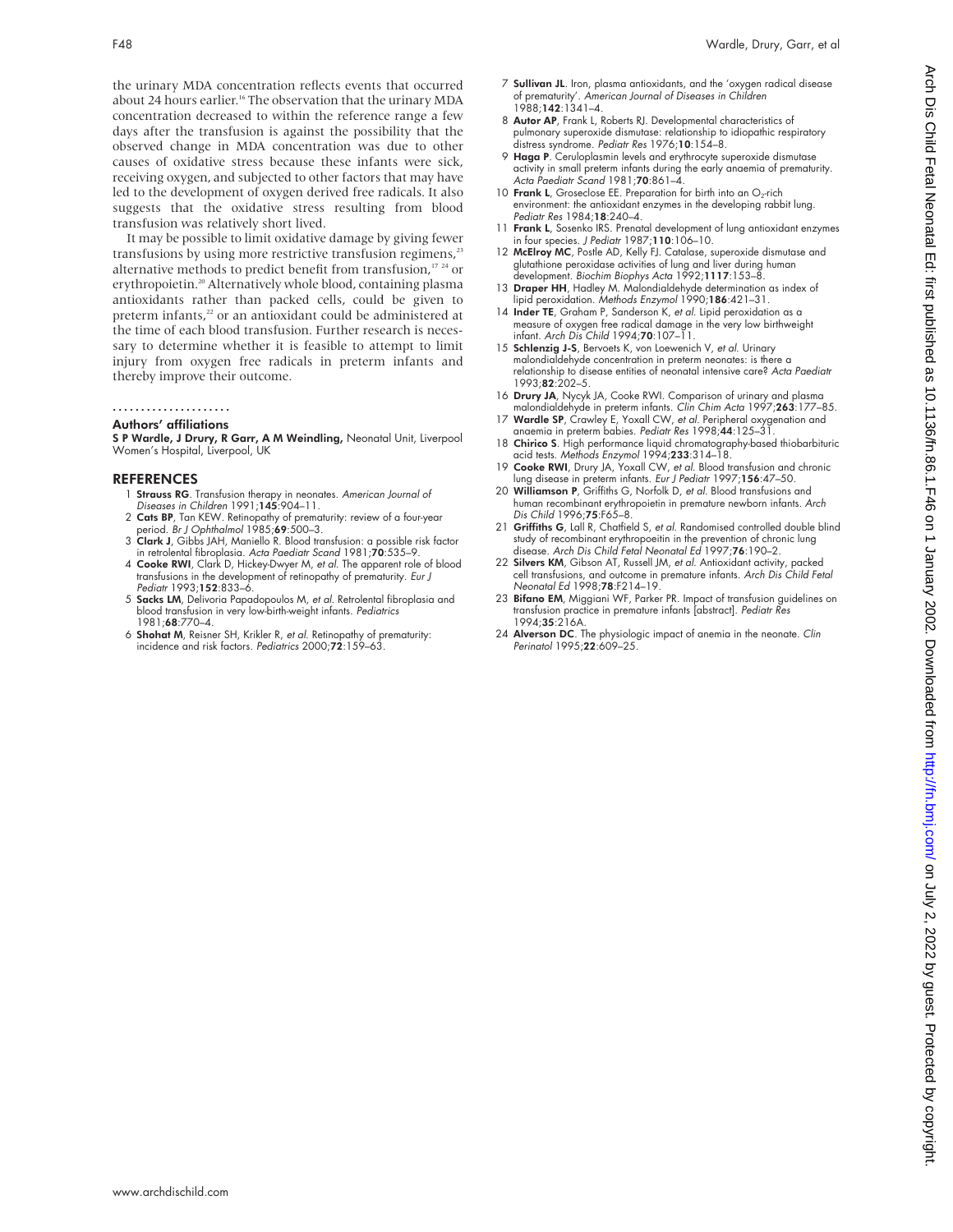the urinary MDA concentration reflects events that occurred about 24 hours earlier.[16] The observation that the urinary MDA concentration decreased to within the reference range a few days after the transfusion is against the possibility that the observed change in MDA concentration was due to other causes of oxidative stress because these infants were sick, receiving oxygen, and subjected to other factors that may have led to the development of oxygen derived free radicals. It also suggests that the oxidative stress resulting from blood transfusion was relatively short lived.

It may be possible to limit oxidative damage by giving fewer transfusions by using more restrictive transfusion regimens,[23] alternative methods to predict benefit from transfusion,[17 24] or erythropoietin.[20] Alternatively whole blood, containing plasma antioxidants rather than packed cells, could be given to preterm infants,[22] or an antioxidant could be administered at the time of each blood transfusion. Further research is necessary to determine whether it is feasible to attempt to limit injury from oxygen free radicals in preterm infants and thereby improve their outcome.

### Authors' affiliations

**S P Wardle, J Drury, R Garr, A M Weindling,** Neonatal Unit, Liverpool Women's Hospital, Liverpool, UK

## REFERENCES

1. **Strauss RG**. Transfusion therapy in neonates. *American Journal of Diseases in Children* 1991;**145**:904–11.
2. **Cats BP**, Tan KEW. Retinopathy of prematurity: review of a four-year period. *Br J Ophthalmol* 1985;**69**:500–3.
3. **Clark J**, Gibbs JAH, Maniello R. Blood transfusion: a possible risk factor in retrolental fibroplasia. *Acta Paediatr Scand* 1981;**70**:535–9.
4. **Cooke RWI**, Clark D, Hickey-Dwyer M, *et al*. The apparent role of blood transfusions in the development of retinopathy of prematurity. *Eur J Pediatr* 1993;**152**:833–6.
5. **Sacks LM**, Delivoria Papadopoulos M, *et al*. Retrolental fibroplasia and blood transfusion in very low-birth-weight infants. *Pediatrics* 1981;**68**:770–4.
6. **Shohat M**, Reisner SH, Krikler R, *et al*. Retinopathy of prematurity: incidence and risk factors. *Pediatrics* 2000;**72**:159–63.
7. **Sullivan JL**. Iron, plasma antioxidants, and the 'oxygen radical disease of prematurity'. *American Journal of Diseases in Children* 1988;**142**:1341–4.
8. **Autor AP**, Frank L, Roberts RJ. Developmental characteristics of pulmonary superoxide dismutase: relationship to idiopathic respiratory distress syndrome. *Pediatr Res* 1976;**10**:154–8.
9. **Haga P**. Ceruloplasmin levels and erythrocyte superoxide dismutase activity in small preterm infants during the early anaemia of prematurity. *Acta Paediatr Scand* 1981;**70**:861–4.
10. **Frank L**, Groseclose EE. Preparation for birth into an $O_2$-rich environment: the antioxidant enzymes in the developing rabbit lung. *Pediatr Res* 1984;**18**:240–4.
11. **Frank L**, Sosenko IRS. Prenatal development of lung antioxidant enzymes in four species. *J Pediatr* 1987;**110**:106–10.
12. **McElroy MC**, Postle AD, Kelly FJ. Catalase, superoxide dismutase and glutathione peroxidase activities of lung and liver during human development. *Biochim Biophys Acta* 1992;**1117**:153–8.
13. **Draper HH**, Hadley M. Malondialdehyde determination as index of lipid peroxidation. *Methods Enzymol* 1990;**186**:421–31.
14. **Inder TE**, Graham P, Sanderson K, *et al*. Lipid peroxidation as a measure of oxygen free radical damage in the very low birthweight infant. *Arch Dis Child* 1994;**70**:107–11.
15. **Schlenzig J-S**, Bervoets K, von Loewenich V, *et al*. Urinary malondialdehyde concentration in preterm neonates: is there a relationship to disease entities of neonatal intensive care? *Acta Paediatr* 1993;**82**:202–5.
16. **Drury JA**, Nycyk JA, Cooke RWI. Comparison of urinary and plasma malondialdehyde in preterm infants. *Clin Chim Acta* 1997;**263**:177–85.
17. **Wardle SP**, Crawley E, Yoxall CW, *et al*. Peripheral oxygenation and anaemia in preterm babies. *Pediatr Res* 1998;**44**:125–31.
18. **Chirico S**. High performance liquid chromatography-based thiobarbituric acid tests. *Methods Enzymol* 1994;**233**:314–18.
19. **Cooke RWI**, Drury JA, Yoxall CW, *et al*. Blood transfusion and chronic lung disease in preterm infants. *Eur J Pediatr* 1997;**156**:47–50.
20. **Williamson P**, Griffiths G, Norfolk D, *et al*. Blood transfusions and human recombinant erythropoietin in premature newborn infants. *Arch Dis Child* 1996;**75**:F65–8.
21. **Griffiths G**, Lall R, Chatfield S, *et al*. Randomised controlled double blind study of recombinant erythropoeitin in the prevention of chronic lung disease. *Arch Dis Child Fetal Neonatal Ed* 1997;**76**:190–2.
22. **Silvers KM**, Gibson AT, Russell JM, *et al*. Antioxidant activity, packed cell transfusions, and outcome in premature infants. *Arch Dis Child Fetal Neonatal Ed* 1998;**78**:F214–19.
23. **Bifano EM**, Miggiani WF, Parker PR. Impact of transfusion guidelines on transfusion practice in premature infants [abstract]. *Pediatr Res* 1994;**35**:216A.
24. **Alverson DC**. The physiologic impact of anemia in the neonate. *Clin Perinatol* 1995;**22**:609–25.